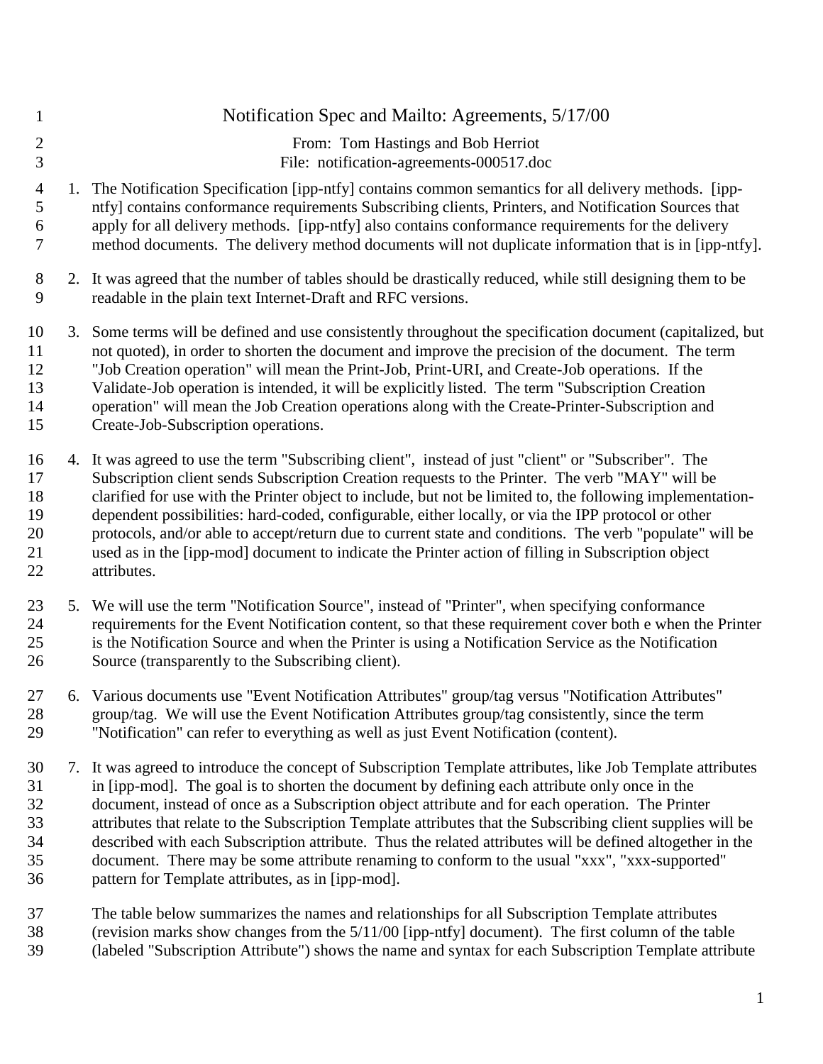# Notification Spec and Mailto: Agreements, 5/17/00

From: Tom Hastings and Bob Herriot
File: notification-agreements-000517.doc

1. The Notification Specification [ipp-ntfy] contains common semantics for all delivery methods. [ipp-ntfy] contains conformance requirements Subscribing clients, Printers, and Notification Sources that apply for all delivery methods. [ipp-ntfy] also contains conformance requirements for the delivery method documents. The delivery method documents will not duplicate information that is in [ipp-ntfy].

2. It was agreed that the number of tables should be drastically reduced, while still designing them to be readable in the plain text Internet-Draft and RFC versions.

3. Some terms will be defined and use consistently throughout the specification document (capitalized, but not quoted), in order to shorten the document and improve the precision of the document. The term "Job Creation operation" will mean the Print-Job, Print-URI, and Create-Job operations. If the Validate-Job operation is intended, it will be explicitly listed. The term "Subscription Creation operation" will mean the Job Creation operations along with the Create-Printer-Subscription and Create-Job-Subscription operations.

4. It was agreed to use the term "Subscribing client", instead of just "client" or "Subscriber". The Subscription client sends Subscription Creation requests to the Printer. The verb "MAY" will be clarified for use with the Printer object to include, but not be limited to, the following implementation-dependent possibilities: hard-coded, configurable, either locally, or via the IPP protocol or other protocols, and/or able to accept/return due to current state and conditions. The verb "populate" will be used as in the [ipp-mod] document to indicate the Printer action of filling in Subscription object attributes.

5. We will use the term "Notification Source", instead of "Printer", when specifying conformance requirements for the Event Notification content, so that these requirement cover both e when the Printer is the Notification Source and when the Printer is using a Notification Service as the Notification Source (transparently to the Subscribing client).

6. Various documents use "Event Notification Attributes" group/tag versus "Notification Attributes" group/tag. We will use the Event Notification Attributes group/tag consistently, since the term "Notification" can refer to everything as well as just Event Notification (content).

7. It was agreed to introduce the concept of Subscription Template attributes, like Job Template attributes in [ipp-mod]. The goal is to shorten the document by defining each attribute only once in the document, instead of once as a Subscription object attribute and for each operation. The Printer attributes that relate to the Subscription Template attributes that the Subscribing client supplies will be described with each Subscription attribute. Thus the related attributes will be defined altogether in the document. There may be some attribute renaming to conform to the usual "xxx", "xxx-supported" pattern for Template attributes, as in [ipp-mod].

   The table below summarizes the names and relationships for all Subscription Template attributes (revision marks show changes from the 5/11/00 [ipp-ntfy] document). The first column of the table (labeled "Subscription Attribute") shows the name and syntax for each Subscription Template attribute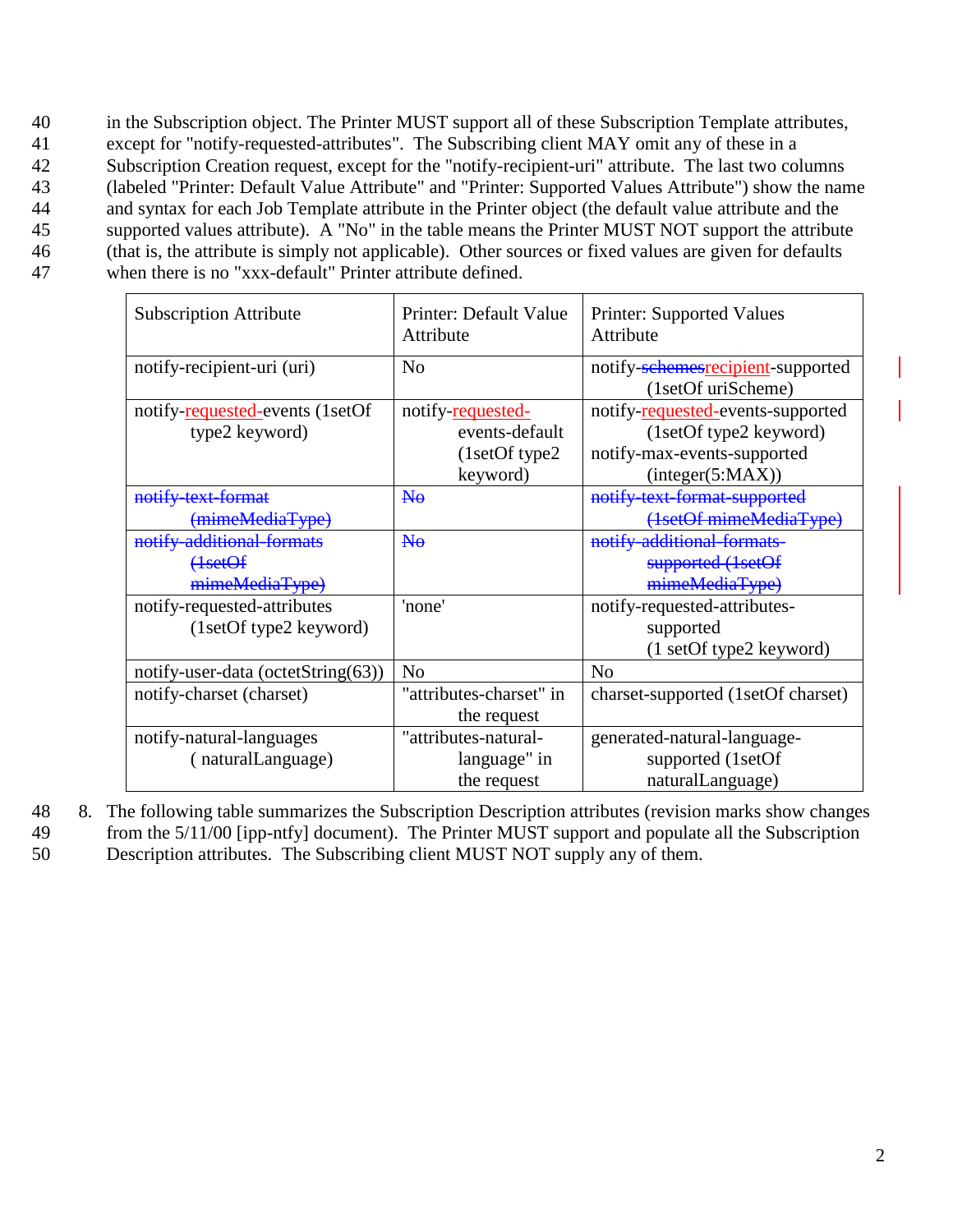in the Subscription object. The Printer MUST support all of these Subscription Template attributes, except for "notify-requested-attributes". The Subscribing client MAY omit any of these in a Subscription Creation request, except for the "notify-recipient-uri" attribute. The last two columns (labeled "Printer: Default Value Attribute" and "Printer: Supported Values Attribute") show the name and syntax for each Job Template attribute in the Printer object (the default value attribute and the supported values attribute). A "No" in the table means the Printer MUST NOT support the attribute (that is, the attribute is simply not applicable). Other sources or fixed values are given for defaults when there is no "xxx-default" Printer attribute defined.

| Subscription Attribute | Printer: Default Value Attribute | Printer: Supported Values Attribute |
|---|---|---|
| notify-recipient-uri (uri) | No | notify-~~schemes~~recipient-supported (1setOf uriScheme) |
| notify-requested-events (1setOf type2 keyword) | notify-requested-events-default (1setOf type2 keyword) | notify-requested-events-supported (1setOf type2 keyword) notify-max-events-supported (integer(5:MAX)) |
| ~~notify-text-format (mimeMediaType)~~ | ~~No~~ | ~~notify-text-format-supported (1setOf mimeMediaType)~~ |
| ~~notify-additional-formats (1setOf mimeMediaType)~~ | ~~No~~ | ~~notify-additional-formats-supported (1setOf mimeMediaType)~~ |
| notify-requested-attributes (1setOf type2 keyword) | 'none' | notify-requested-attributes-supported (1 setOf type2 keyword) |
| notify-user-data (octetString(63)) | No | No |
| notify-charset (charset) | "attributes-charset" in the request | charset-supported (1setOf charset) |
| notify-natural-languages ( naturalLanguage) | "attributes-natural-language" in the request | generated-natural-language-supported (1setOf naturalLanguage) |

8. The following table summarizes the Subscription Description attributes (revision marks show changes from the 5/11/00 [ipp-ntfy] document). The Printer MUST support and populate all the Subscription Description attributes. The Subscribing client MUST NOT supply any of them.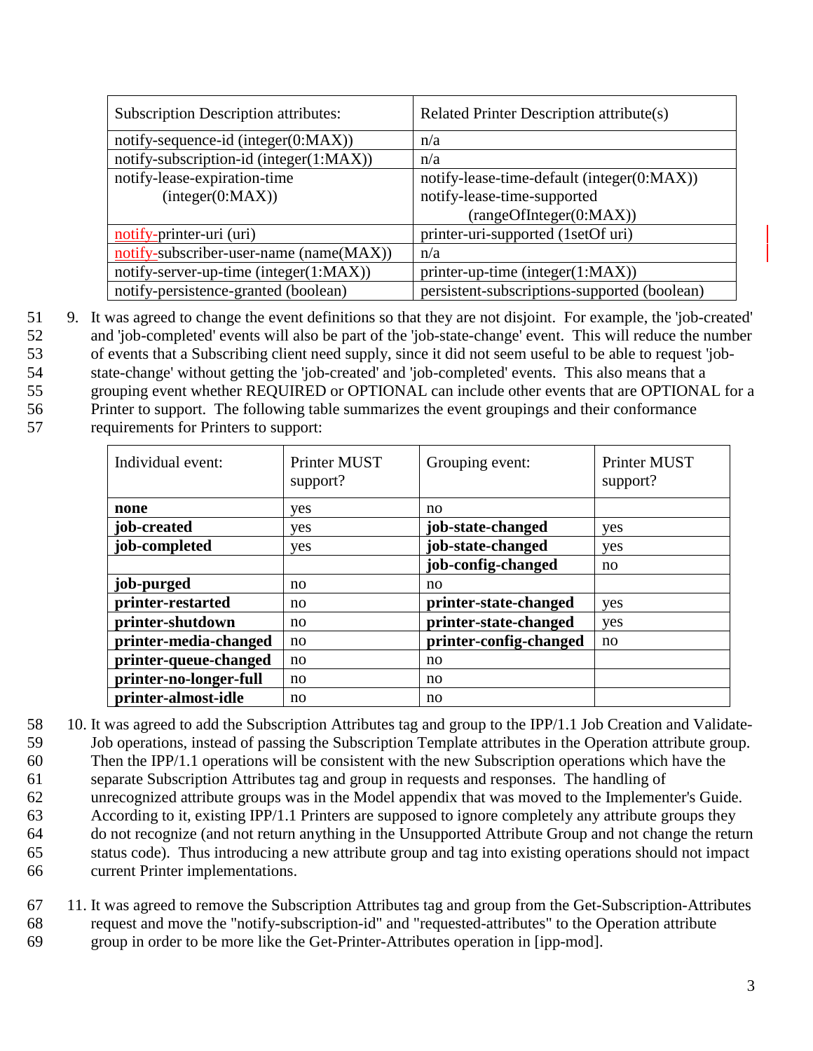| Subscription Description attributes: | Related Printer Description attribute(s) |
|---|---|
| notify-sequence-id (integer(0:MAX)) | n/a |
| notify-subscription-id (integer(1:MAX)) | n/a |
| notify-lease-expiration-time (integer(0:MAX)) | notify-lease-time-default (integer(0:MAX)) notify-lease-time-supported (rangeOfInteger(0:MAX)) |
| notify-printer-uri (uri) | printer-uri-supported (1setOf uri) |
| notify-subscriber-user-name (name(MAX)) | n/a |
| notify-server-up-time (integer(1:MAX)) | printer-up-time (integer(1:MAX)) |
| notify-persistence-granted (boolean) | persistent-subscriptions-supported (boolean) |

9. It was agreed to change the event definitions so that they are not disjoint. For example, the 'job-created' and 'job-completed' events will also be part of the 'job-state-change' event. This will reduce the number of events that a Subscribing client need supply, since it did not seem useful to be able to request 'job-state-change' without getting the 'job-created' and 'job-completed' events. This also means that a grouping event whether REQUIRED or OPTIONAL can include other events that are OPTIONAL for a Printer to support. The following table summarizes the event groupings and their conformance requirements for Printers to support:

| Individual event: | Printer MUST support? | Grouping event: | Printer MUST support? |
|---|---|---|---|
| **none** | yes | no | |
| **job-created** | yes | **job-state-changed** | yes |
| **job-completed** | yes | **job-state-changed** | yes |
| | | **job-config-changed** | no |
| **job-purged** | no | no | |
| **printer-restarted** | no | **printer-state-changed** | yes |
| **printer-shutdown** | no | **printer-state-changed** | yes |
| **printer-media-changed** | no | **printer-config-changed** | no |
| **printer-queue-changed** | no | no | |
| **printer-no-longer-full** | no | no | |
| **printer-almost-idle** | no | no | |

10. It was agreed to add the Subscription Attributes tag and group to the IPP/1.1 Job Creation and Validate-Job operations, instead of passing the Subscription Template attributes in the Operation attribute group. Then the IPP/1.1 operations will be consistent with the new Subscription operations which have the separate Subscription Attributes tag and group in requests and responses. The handling of unrecognized attribute groups was in the Model appendix that was moved to the Implementer's Guide. According to it, existing IPP/1.1 Printers are supposed to ignore completely any attribute groups they do not recognize (and not return anything in the Unsupported Attribute Group and not change the return status code). Thus introducing a new attribute group and tag into existing operations should not impact current Printer implementations.

11. It was agreed to remove the Subscription Attributes tag and group from the Get-Subscription-Attributes request and move the "notify-subscription-id" and "requested-attributes" to the Operation attribute group in order to be more like the Get-Printer-Attributes operation in [ipp-mod].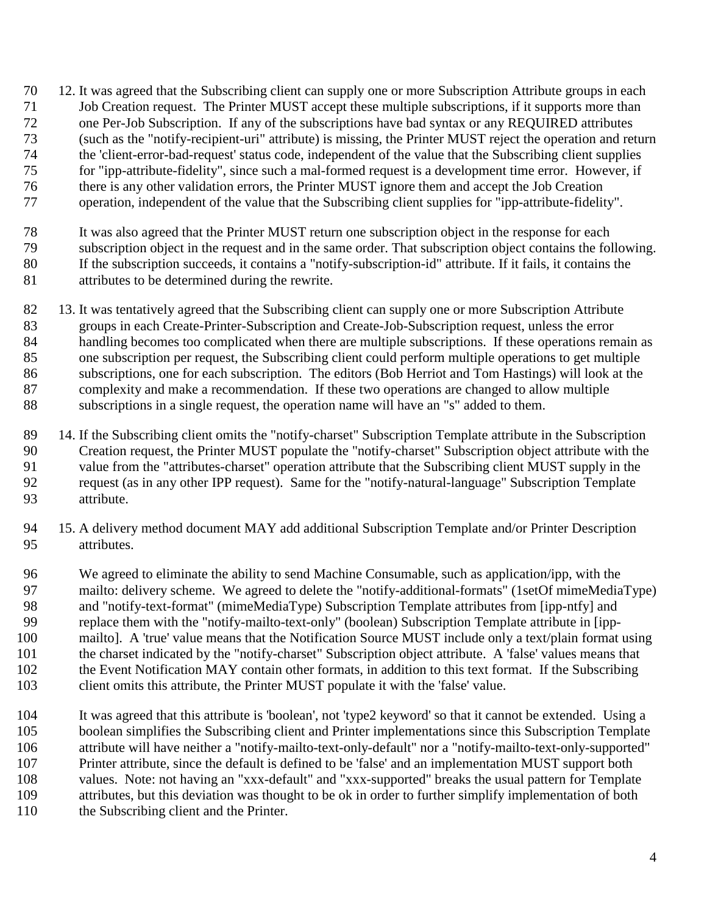12. It was agreed that the Subscribing client can supply one or more Subscription Attribute groups in each Job Creation request. The Printer MUST accept these multiple subscriptions, if it supports more than one Per-Job Subscription. If any of the subscriptions have bad syntax or any REQUIRED attributes (such as the "notify-recipient-uri" attribute) is missing, the Printer MUST reject the operation and return the 'client-error-bad-request' status code, independent of the value that the Subscribing client supplies for "ipp-attribute-fidelity", since such a mal-formed request is a development time error. However, if there is any other validation errors, the Printer MUST ignore them and accept the Job Creation operation, independent of the value that the Subscribing client supplies for "ipp-attribute-fidelity".

    It was also agreed that the Printer MUST return one subscription object in the response for each subscription object in the request and in the same order. That subscription object contains the following. If the subscription succeeds, it contains a "notify-subscription-id" attribute. If it fails, it contains the attributes to be determined during the rewrite.

13. It was tentatively agreed that the Subscribing client can supply one or more Subscription Attribute groups in each Create-Printer-Subscription and Create-Job-Subscription request, unless the error handling becomes too complicated when there are multiple subscriptions. If these operations remain as one subscription per request, the Subscribing client could perform multiple operations to get multiple subscriptions, one for each subscription. The editors (Bob Herriot and Tom Hastings) will look at the complexity and make a recommendation. If these two operations are changed to allow multiple subscriptions in a single request, the operation name will have an "s" added to them.

14. If the Subscribing client omits the "notify-charset" Subscription Template attribute in the Subscription Creation request, the Printer MUST populate the "notify-charset" Subscription object attribute with the value from the "attributes-charset" operation attribute that the Subscribing client MUST supply in the request (as in any other IPP request). Same for the "notify-natural-language" Subscription Template attribute.

15. A delivery method document MAY add additional Subscription Template and/or Printer Description attributes.

    We agreed to eliminate the ability to send Machine Consumable, such as application/ipp, with the mailto: delivery scheme. We agreed to delete the "notify-additional-formats" (1setOf mimeMediaType) and "notify-text-format" (mimeMediaType) Subscription Template attributes from [ipp-ntfy] and replace them with the "notify-mailto-text-only" (boolean) Subscription Template attribute in [ipp-mailto]. A 'true' value means that the Notification Source MUST include only a text/plain format using the charset indicated by the "notify-charset" Subscription object attribute. A 'false' values means that the Event Notification MAY contain other formats, in addition to this text format. If the Subscribing client omits this attribute, the Printer MUST populate it with the 'false' value.

    It was agreed that this attribute is 'boolean', not 'type2 keyword' so that it cannot be extended. Using a boolean simplifies the Subscribing client and Printer implementations since this Subscription Template attribute will have neither a "notify-mailto-text-only-default" nor a "notify-mailto-text-only-supported" Printer attribute, since the default is defined to be 'false' and an implementation MUST support both values. Note: not having an "xxx-default" and "xxx-supported" breaks the usual pattern for Template attributes, but this deviation was thought to be ok in order to further simplify implementation of both the Subscribing client and the Printer.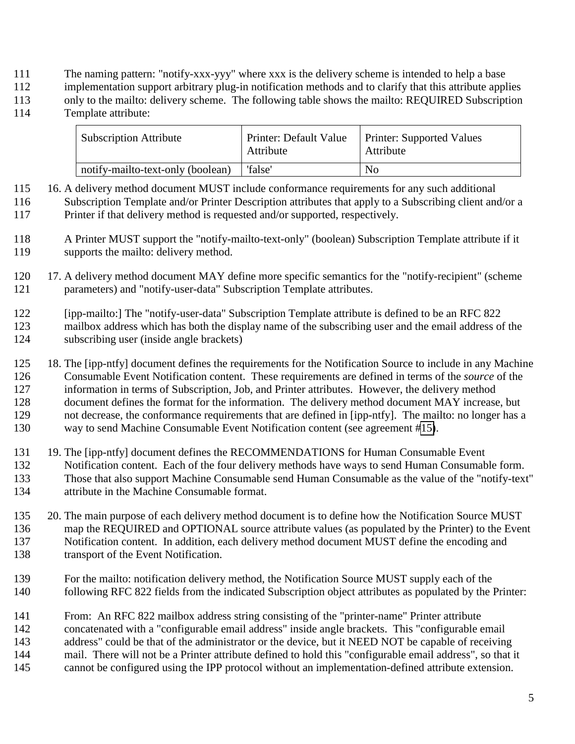The naming pattern: "notify-xxx-yyy" where xxx is the delivery scheme is intended to help a base implementation support arbitrary plug-in notification methods and to clarify that this attribute applies only to the mailto: delivery scheme. The following table shows the mailto: REQUIRED Subscription Template attribute:

| Subscription Attribute | Printer: Default Value Attribute | Printer: Supported Values Attribute |
|---|---|---|
| notify-mailto-text-only (boolean) | 'false' | No |

16. A delivery method document MUST include conformance requirements for any such additional Subscription Template and/or Printer Description attributes that apply to a Subscribing client and/or a Printer if that delivery method is requested and/or supported, respectively.

    A Printer MUST support the "notify-mailto-text-only" (boolean) Subscription Template attribute if it supports the mailto: delivery method.

17. A delivery method document MAY define more specific semantics for the "notify-recipient" (scheme parameters) and "notify-user-data" Subscription Template attributes.

    [ipp-mailto:] The "notify-user-data" Subscription Template attribute is defined to be an RFC 822 mailbox address which has both the display name of the subscribing user and the email address of the subscribing user (inside angle brackets)

18. The [ipp-ntfy] document defines the requirements for the Notification Source to include in any Machine Consumable Event Notification content. These requirements are defined in terms of the *source* of the information in terms of Subscription, Job, and Printer attributes. However, the delivery method document defines the format for the information. The delivery method document MAY increase, but not decrease, the conformance requirements that are defined in [ipp-ntfy]. The mailto: no longer has a way to send Machine Consumable Event Notification content (see agreement #15).

19. The [ipp-ntfy] document defines the RECOMMENDATIONS for Human Consumable Event Notification content. Each of the four delivery methods have ways to send Human Consumable form. Those that also support Machine Consumable send Human Consumable as the value of the "notify-text" attribute in the Machine Consumable format.

20. The main purpose of each delivery method document is to define how the Notification Source MUST map the REQUIRED and OPTIONAL source attribute values (as populated by the Printer) to the Event Notification content. In addition, each delivery method document MUST define the encoding and transport of the Event Notification.

    For the mailto: notification delivery method, the Notification Source MUST supply each of the following RFC 822 fields from the indicated Subscription object attributes as populated by the Printer:

    From: An RFC 822 mailbox address string consisting of the "printer-name" Printer attribute concatenated with a "configurable email address" inside angle brackets. This "configurable email address" could be that of the administrator or the device, but it NEED NOT be capable of receiving mail. There will not be a Printer attribute defined to hold this "configurable email address", so that it cannot be configured using the IPP protocol without an implementation-defined attribute extension.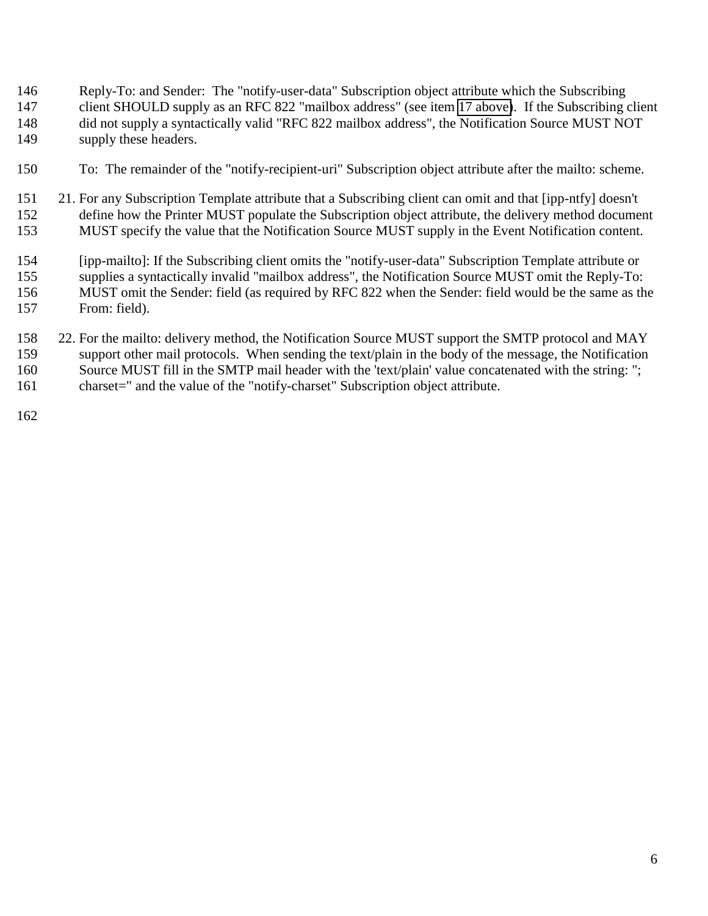Reply-To: and Sender: The "notify-user-data" Subscription object attribute which the Subscribing client SHOULD supply as an RFC 822 "mailbox address" (see item 17 above). If the Subscribing client did not supply a syntactically valid "RFC 822 mailbox address", the Notification Source MUST NOT supply these headers.

To: The remainder of the "notify-recipient-uri" Subscription object attribute after the mailto: scheme.

21. For any Subscription Template attribute that a Subscribing client can omit and that [ipp-ntfy] doesn't define how the Printer MUST populate the Subscription object attribute, the delivery method document MUST specify the value that the Notification Source MUST supply in the Event Notification content.

    [ipp-mailto]: If the Subscribing client omits the "notify-user-data" Subscription Template attribute or supplies a syntactically invalid "mailbox address", the Notification Source MUST omit the Reply-To: MUST omit the Sender: field (as required by RFC 822 when the Sender: field would be the same as the From: field).

22. For the mailto: delivery method, the Notification Source MUST support the SMTP protocol and MAY support other mail protocols. When sending the text/plain in the body of the message, the Notification Source MUST fill in the SMTP mail header with the 'text/plain' value concatenated with the string: "; charset=" and the value of the "notify-charset" Subscription object attribute.